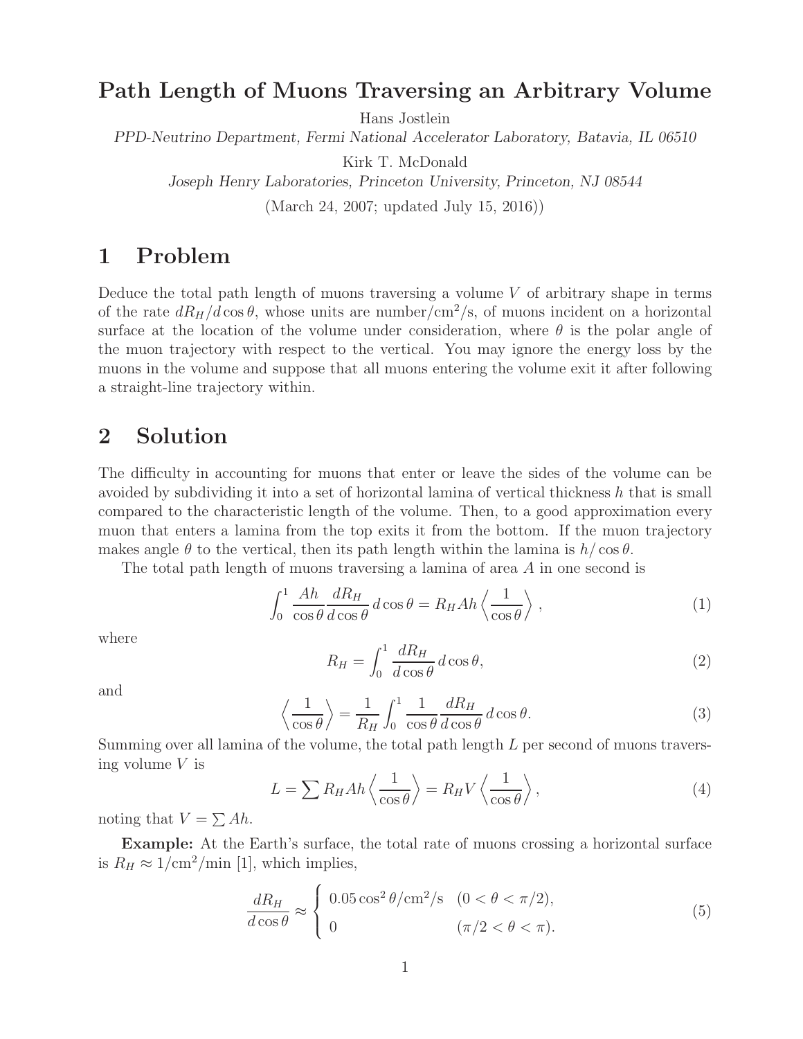# Path Length of Muons Traversing an Arbitrary Volume

Hans Jostlein

*PPD-Neutrino Department, Fermi National Accelerator Laboratory, Batavia, IL 06510*

Kirk T. McDonald

*Joseph Henry Laboratories, Princeton University, Princeton, NJ 08544*

(March 24, 2007; updated July 15, 2016))

## 1 Problem

Deduce the total path length of muons traversing a volume $V$ of arbitrary shape in terms of the rate $dR_H/d\cos\theta$, whose units are number/cm$^2$/s, of muons incident on a horizontal surface at the location of the volume under consideration, where $\theta$ is the polar angle of the muon trajectory with respect to the vertical. You may ignore the energy loss by the muons in the volume and suppose that all muons entering the volume exit it after following a straight-line trajectory within.

## 2 Solution

The difficulty in accounting for muons that enter or leave the sides of the volume can be avoided by subdividing it into a set of horizontal lamina of vertical thickness $h$ that is small compared to the characteristic length of the volume. Then, to a good approximation every muon that enters a lamina from the top exits it from the bottom. If the muon trajectory makes angle $\theta$ to the vertical, then its path length within the lamina is $h/\cos\theta$.

The total path length of muons traversing a lamina of area $A$ in one second is

$$\int_0^1 \frac{Ah}{\cos\theta}\frac{dR_H}{d\cos\theta}\,d\cos\theta = R_H A h \left\langle \frac{1}{\cos\theta}\right\rangle, \tag{1}$$

where

$$R_H = \int_0^1 \frac{dR_H}{d\cos\theta}\,d\cos\theta, \tag{2}$$

and

$$\left\langle \frac{1}{\cos\theta}\right\rangle = \frac{1}{R_H}\int_0^1 \frac{1}{\cos\theta}\frac{dR_H}{d\cos\theta}\,d\cos\theta. \tag{3}$$

Summing over all lamina of the volume, the total path length $L$ per second of muons traversing volume $V$ is

$$L = \sum R_H A h \left\langle \frac{1}{\cos\theta}\right\rangle = R_H V \left\langle \frac{1}{\cos\theta}\right\rangle, \tag{4}$$

noting that $V = \sum Ah$.

**Example:** At the Earth's surface, the total rate of muons crossing a horizontal surface is $R_H \approx 1/\mathrm{cm}^2/\mathrm{min}$ [1], which implies,

$$\frac{dR_H}{d\cos\theta} \approx \begin{cases} 0.05\cos^2\theta/\mathrm{cm}^2/\mathrm{s} & (0 < \theta < \pi/2), \\ 0 & (\pi/2 < \theta < \pi). \end{cases} \tag{5}$$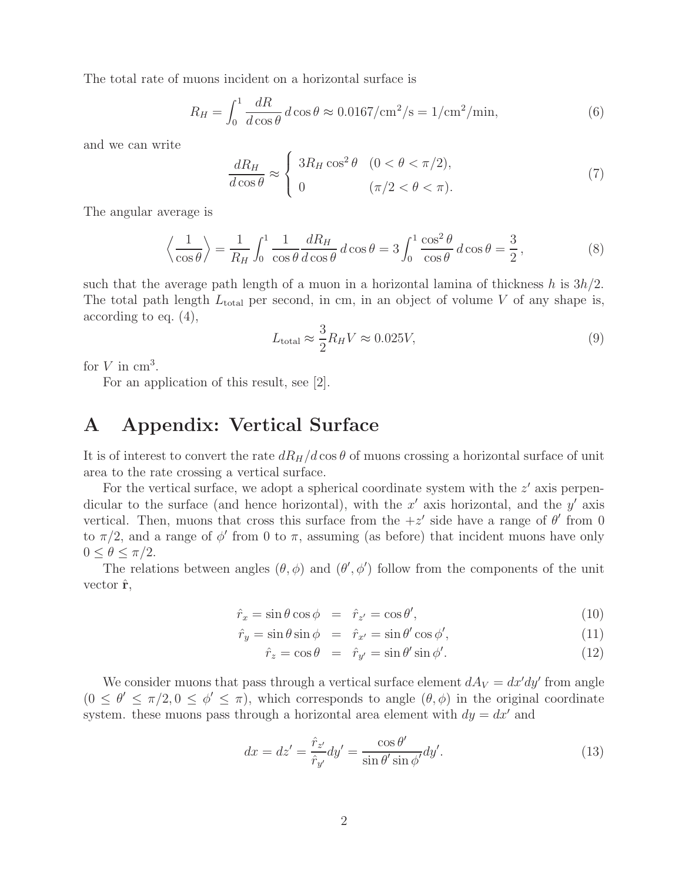The total rate of muons incident on a horizontal surface is

$$R_H = \int_0^1 \frac{dR}{d\cos\theta}\, d\cos\theta \approx 0.0167/\mathrm{cm}^2/\mathrm{s} = 1/\mathrm{cm}^2/\mathrm{min}, \tag{6}$$

and we can write

$$\frac{dR_H}{d\cos\theta} \approx \begin{cases} 3R_H \cos^2\theta & (0 < \theta < \pi/2), \\ 0 & (\pi/2 < \theta < \pi). \end{cases} \tag{7}$$

The angular average is

$$\left\langle \frac{1}{\cos\theta} \right\rangle = \frac{1}{R_H}\int_0^1 \frac{1}{\cos\theta}\frac{dR_H}{d\cos\theta}\, d\cos\theta = 3\int_0^1 \frac{\cos^2\theta}{\cos\theta}\, d\cos\theta = \frac{3}{2}, \tag{8}$$

such that the average path length of a muon in a horizontal lamina of thickness $h$ is $3h/2$. The total path length $L_{\mathrm{total}}$ per second, in cm, in an object of volume $V$ of any shape is, according to eq. (4),

$$L_{\mathrm{total}} \approx \frac{3}{2} R_H V \approx 0.025V, \tag{9}$$

for $V$ in cm$^3$.

For an application of this result, see [2].

# A Appendix: Vertical Surface

It is of interest to convert the rate $dR_H/d\cos\theta$ of muons crossing a horizontal surface of unit area to the rate crossing a vertical surface.

For the vertical surface, we adopt a spherical coordinate system with the $z'$ axis perpendicular to the surface (and hence horizontal), with the $x'$ axis horizontal, and the $y'$ axis vertical. Then, muons that cross this surface from the $+z'$ side have a range of $\theta'$ from 0 to $\pi/2$, and a range of $\phi'$ from 0 to $\pi$, assuming (as before) that incident muons have only $0 \le \theta \le \pi/2$.

The relations between angles $(\theta, \phi)$ and $(\theta', \phi')$ follow from the components of the unit vector $\hat{\mathbf{r}}$,

$$\hat{r}_x = \sin\theta\cos\phi \;\; = \;\; \hat{r}_{z'} = \cos\theta', \tag{10}$$

$$\hat{r}_y = \sin\theta\sin\phi \;\; = \;\; \hat{r}_{x'} = \sin\theta'\cos\phi', \tag{11}$$

$$\hat{r}_z = \cos\theta \;\; = \;\; \hat{r}_{y'} = \sin\theta'\sin\phi'. \tag{12}$$

We consider muons that pass through a vertical surface element $dA_V = dx'dy'$ from angle $(0 \le \theta' \le \pi/2, 0 \le \phi' \le \pi)$, which corresponds to angle $(\theta, \phi)$ in the original coordinate system. these muons pass through a horizontal area element with $dy = dx'$ and

$$dx = dz' = \frac{\hat{r}_{z'}}{\hat{r}_{y'}} dy' = \frac{\cos\theta'}{\sin\theta'\sin\phi'} dy'. \tag{13}$$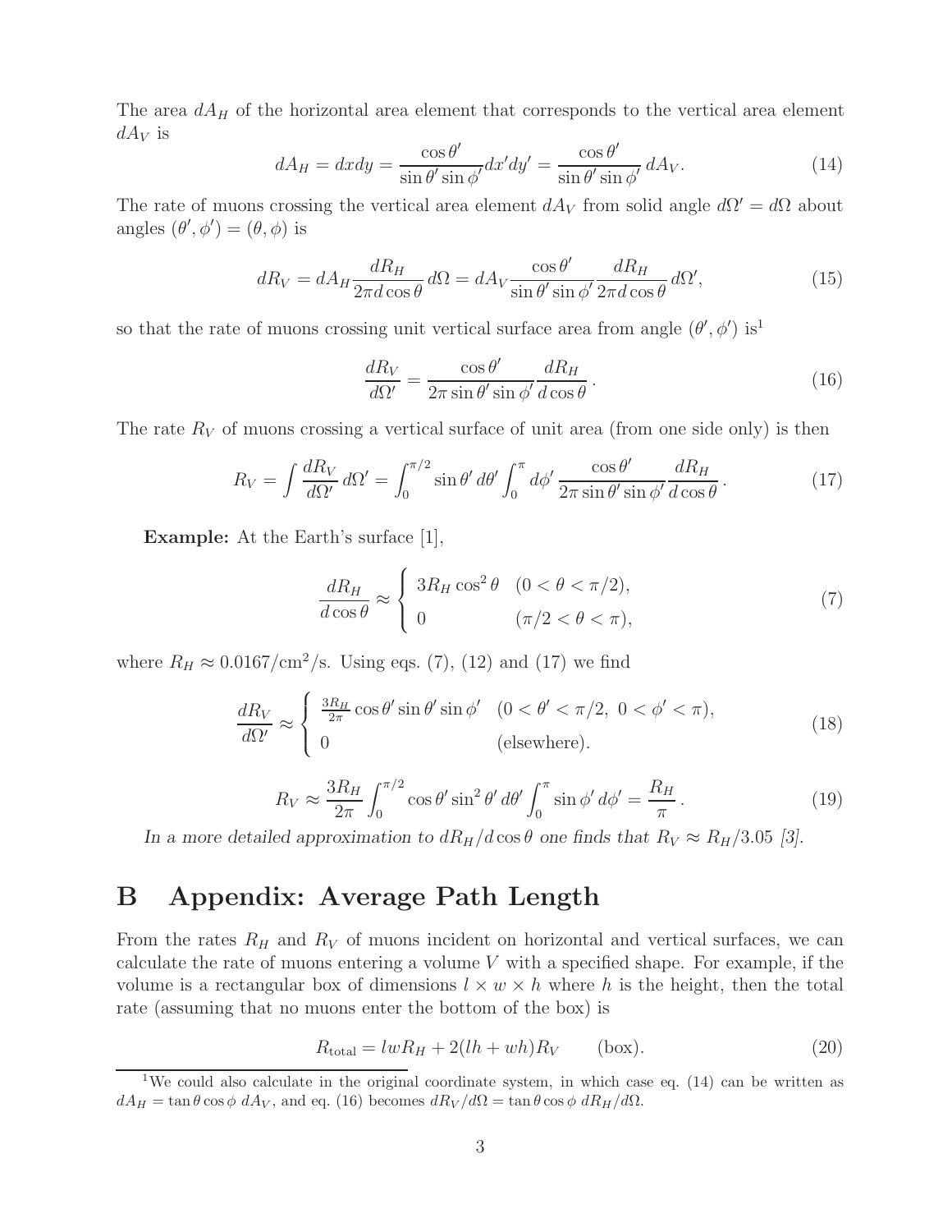The area $dA_H$ of the horizontal area element that corresponds to the vertical area element $dA_V$ is

$$dA_H = dxdy = \frac{\cos\theta'}{\sin\theta'\sin\phi'} dx'dy' = \frac{\cos\theta'}{\sin\theta'\sin\phi'}\, dA_V. \tag{14}$$

The rate of muons crossing the vertical area element $dA_V$ from solid angle $d\Omega' = d\Omega$ about angles $(\theta', \phi') = (\theta, \phi)$ is

$$dR_V = dA_H \frac{dR_H}{2\pi d\cos\theta}\, d\Omega = dA_V \frac{\cos\theta'}{\sin\theta'\sin\phi'} \frac{dR_H}{2\pi d\cos\theta}\, d\Omega', \tag{15}$$

so that the rate of muons crossing unit vertical surface area from angle $(\theta', \phi')$ is[1]

$$\frac{dR_V}{d\Omega'} = \frac{\cos\theta'}{2\pi\sin\theta'\sin\phi'} \frac{dR_H}{d\cos\theta}\,. \tag{16}$$

The rate $R_V$ of muons crossing a vertical surface of unit area (from one side only) is then

$$R_V = \int \frac{dR_V}{d\Omega'}\, d\Omega' = \int_0^{\pi/2} \sin\theta'\, d\theta' \int_0^{\pi} d\phi'\, \frac{\cos\theta'}{2\pi\sin\theta'\sin\phi'} \frac{dR_H}{d\cos\theta}\,. \tag{17}$$

**Example:** At the Earth's surface [1],

$$\frac{dR_H}{d\cos\theta} \approx \begin{cases} 3R_H\cos^2\theta & (0 < \theta < \pi/2), \\ 0 & (\pi/2 < \theta < \pi), \end{cases} \tag{7}$$

where $R_H \approx 0.0167/\text{cm}^2/\text{s}$. Using eqs. (7), (12) and (17) we find

$$\frac{dR_V}{d\Omega'} \approx \begin{cases} \frac{3R_H}{2\pi}\cos\theta'\sin\theta'\sin\phi' & (0 < \theta' < \pi/2,\ 0 < \phi' < \pi), \\ 0 & (\text{elsewhere}). \end{cases} \tag{18}$$

$$R_V \approx \frac{3R_H}{2\pi} \int_0^{\pi/2} \cos\theta' \sin^2\theta'\, d\theta' \int_0^{\pi} \sin\phi'\, d\phi' = \frac{R_H}{\pi}\,. \tag{19}$$

*In a more detailed approximation to $dR_H/d\cos\theta$ one finds that $R_V \approx R_H/3.05$ [3].*

# B Appendix: Average Path Length

From the rates $R_H$ and $R_V$ of muons incident on horizontal and vertical surfaces, we can calculate the rate of muons entering a volume $V$ with a specified shape. For example, if the volume is a rectangular box of dimensions $l \times w \times h$ where $h$ is the height, then the total rate (assuming that no muons enter the bottom of the box) is

$$R_{\text{total}} = lwR_H + 2(lh + wh)R_V \qquad \text{(box)}. \tag{20}$$

[1] We could also calculate in the original coordinate system, in which case eq. (14) can be written as $dA_H = \tan\theta\cos\phi\ dA_V$, and eq. (16) becomes $dR_V/d\Omega = \tan\theta\cos\phi\ dR_H/d\Omega$.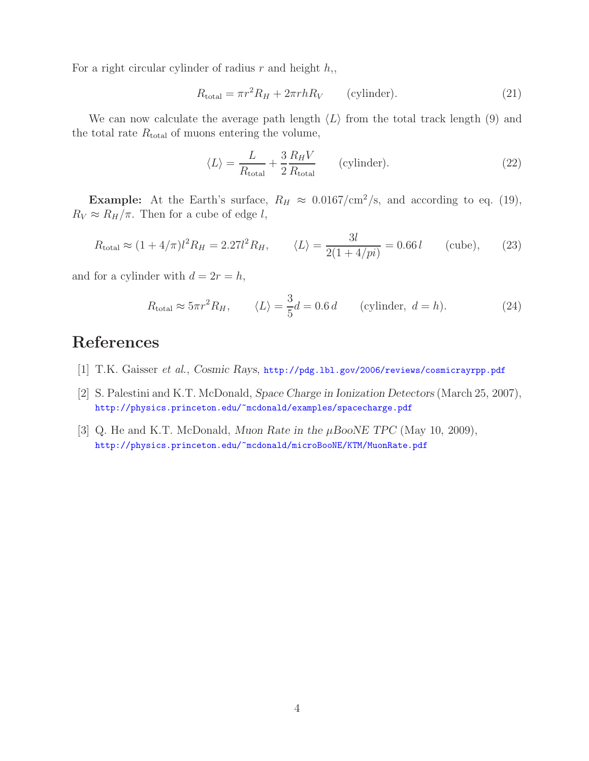For a right circular cylinder of radius $r$ and height $h$,,

$$R_{\text{total}} = \pi r^2 R_H + 2\pi r h R_V \qquad \text{(cylinder)}. \tag{21}$$

We can now calculate the average path length $\langle L \rangle$ from the total track length (9) and the total rate $R_{\text{total}}$ of muons entering the volume,

$$\langle L \rangle = \frac{L}{R_{\text{total}}} + \frac{3}{2}\frac{R_H V}{R_{\text{total}}} \qquad \text{(cylinder)}. \tag{22}$$

**Example:** At the Earth's surface, $R_H \approx 0.0167/\text{cm}^2/\text{s}$, and according to eq. (19), $R_V \approx R_H/\pi$. Then for a cube of edge $l$,

$$R_{\text{total}} \approx (1 + 4/\pi) l^2 R_H = 2.27 l^2 R_H, \qquad \langle L \rangle = \frac{3l}{2(1 + 4/pi)} = 0.66\, l \qquad \text{(cube)}, \tag{23}$$

and for a cylinder with $d = 2r = h$,

$$R_{\text{total}} \approx 5\pi r^2 R_H, \qquad \langle L \rangle = \frac{3}{5} d = 0.6\, d \qquad (\text{cylinder},\ d = h). \tag{24}$$

## References

[1] T.K. Gaisser *et al.*, *Cosmic Rays*, http://pdg.lbl.gov/2006/reviews/cosmicrayrpp.pdf

[2] S. Palestini and K.T. McDonald, *Space Charge in Ionization Detectors* (March 25, 2007), http://physics.princeton.edu/~mcdonald/examples/spacecharge.pdf

[3] Q. He and K.T. McDonald, *Muon Rate in the $\mu$BooNE TPC* (May 10, 2009), http://physics.princeton.edu/~mcdonald/microBooNE/KTM/MuonRate.pdf